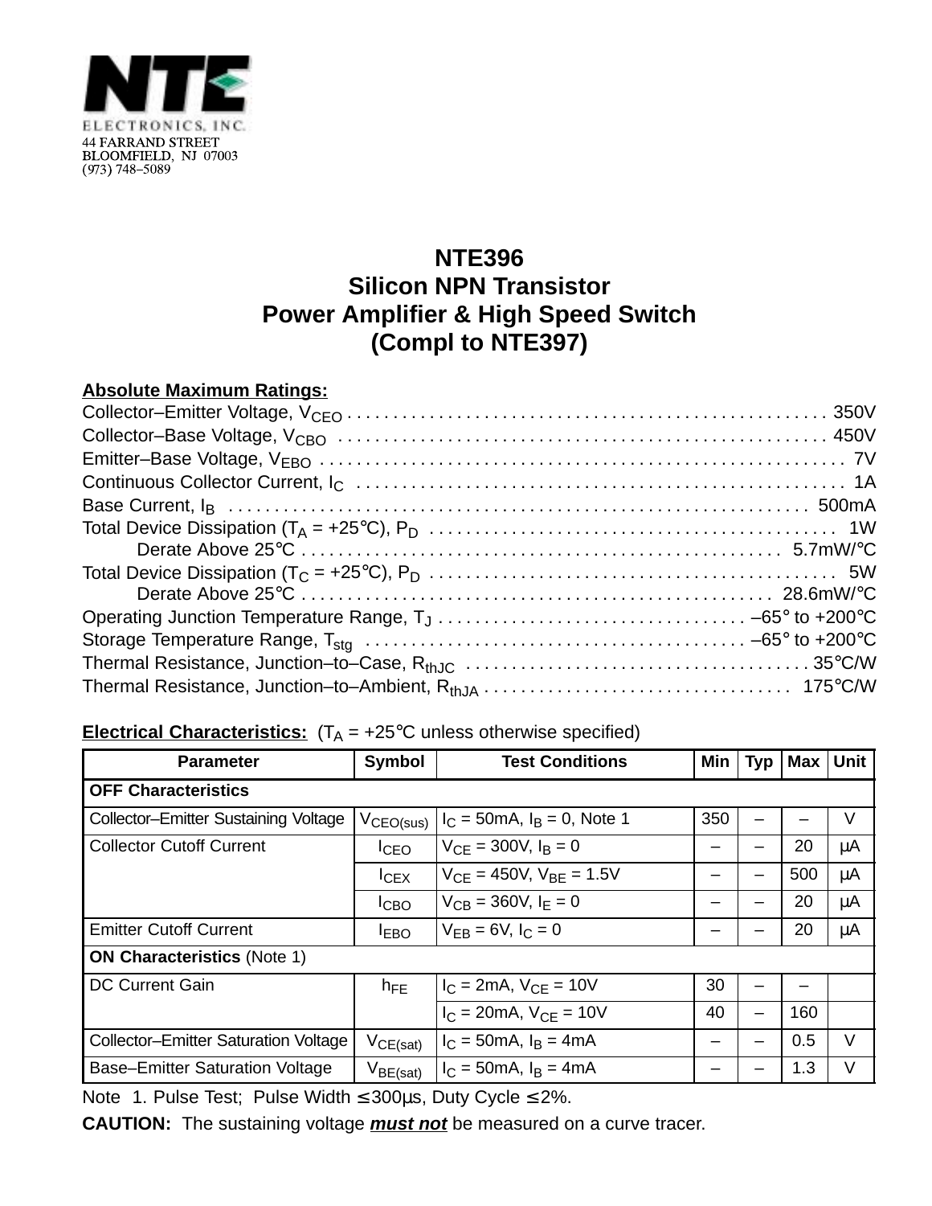NTE ELECTRONICS, INC.
44 FARRAND STREET
BLOOMFIELD, NJ 07003
(973) 748–5089

# NTE396
## Silicon NPN Transistor
## Power Amplifier & High Speed Switch
## (Compl to NTE397)

**Absolute Maximum Ratings:**

Collector–Emitter Voltage, $V_{CEO}$ . . . . . . . . 350V
Collector–Base Voltage, $V_{CBO}$ . . . . . . . . 450V
Emitter–Base Voltage, $V_{EBO}$ . . . . . . . . 7V
Continuous Collector Current, $I_C$ . . . . . . . . 1A
Base Current, $I_B$ . . . . . . . . 500mA
Total Device Dissipation ($T_A$ = +25°C), $P_D$ . . . . . . . . 1W
    Derate Above 25°C . . . . . . . . 5.7mW/°C
Total Device Dissipation ($T_C$ = +25°C), $P_D$ . . . . . . . . 5W
    Derate Above 25°C . . . . . . . . 28.6mW/°C
Operating Junction Temperature Range, $T_J$ . . . . . . . . –65° to +200°C
Storage Temperature Range, $T_{stg}$ . . . . . . . . –65° to +200°C
Thermal Resistance, Junction–to–Case, $R_{thJC}$ . . . . . . . . 35°C/W
Thermal Resistance, Junction–to–Ambient, $R_{thJA}$ . . . . . . . . 175°C/W

**Electrical Characteristics:** ($T_A$ = +25°C unless otherwise specified)

| Parameter | Symbol | Test Conditions | Min | Typ | Max | Unit |
|---|---|---|---|---|---|---|
| **OFF Characteristics** | | | | | | |
| Collector–Emitter Sustaining Voltage | $V_{CEO(sus)}$ | $I_C$ = 50mA, $I_B$ = 0, Note 1 | 350 | – | – | V |
| Collector Cutoff Current | $I_{CEO}$ | $V_{CE}$ = 300V, $I_B$ = 0 | – | – | 20 | µA |
| | $I_{CEX}$ | $V_{CE}$ = 450V, $V_{BE}$ = 1.5V | – | – | 500 | µA |
| | $I_{CBO}$ | $V_{CB}$ = 360V, $I_E$ = 0 | – | – | 20 | µA |
| Emitter Cutoff Current | $I_{EBO}$ | $V_{EB}$ = 6V, $I_C$ = 0 | – | – | 20 | µA |
| **ON Characteristics** (Note 1) | | | | | | |
| DC Current Gain | $h_{FE}$ | $I_C$ = 2mA, $V_{CE}$ = 10V | 30 | – | – | |
| | | $I_C$ = 20mA, $V_{CE}$ = 10V | 40 | – | 160 | |
| Collector–Emitter Saturation Voltage | $V_{CE(sat)}$ | $I_C$ = 50mA, $I_B$ = 4mA | – | – | 0.5 | V |
| Base–Emitter Saturation Voltage | $V_{BE(sat)}$ | $I_C$ = 50mA, $I_B$ = 4mA | – | – | 1.3 | V |

Note 1. Pulse Test; Pulse Width ≤ 300µs, Duty Cycle ≤ 2%.

**CAUTION:** The sustaining voltage ***must not*** be measured on a curve tracer.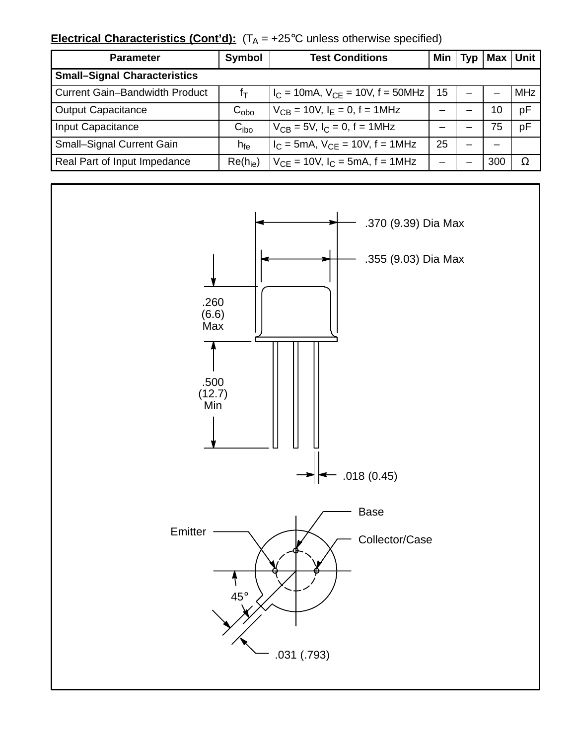**Electrical Characteristics (Cont'd):** ($T_A$ = +25°C unless otherwise specified)

| Parameter | Symbol | Test Conditions | Min | Typ | Max | Unit |
|---|---|---|---|---|---|---|
| **Small–Signal Characteristics** | | | | | | |
| Current Gain–Bandwidth Product | $f_T$ | $I_C$ = 10mA, $V_{CE}$ = 10V, f = 50MHz | 15 | – | – | MHz |
| Output Capacitance | $C_{obo}$ | $V_{CB}$ = 10V, $I_E$ = 0, f = 1MHz | – | – | 10 | pF |
| Input Capacitance | $C_{ibo}$ | $V_{CB}$ = 5V, $I_C$ = 0, f = 1MHz | – | – | 75 | pF |
| Small–Signal Current Gain | $h_{fe}$ | $I_C$ = 5mA, $V_{CE}$ = 10V, f = 1MHz | 25 | – | – | |
| Real Part of Input Impedance | $Re(h_{ie})$ | $V_{CE}$ = 10V, $I_C$ = 5mA, f = 1MHz | – | – | 300 | Ω |

.370 (9.39) Dia Max

.355 (9.03) Dia Max

.260 (6.6) Max

.500 (12.7) Min

.018 (0.45)

Base

Emitter

Collector/Case

45°

.031 (.793)